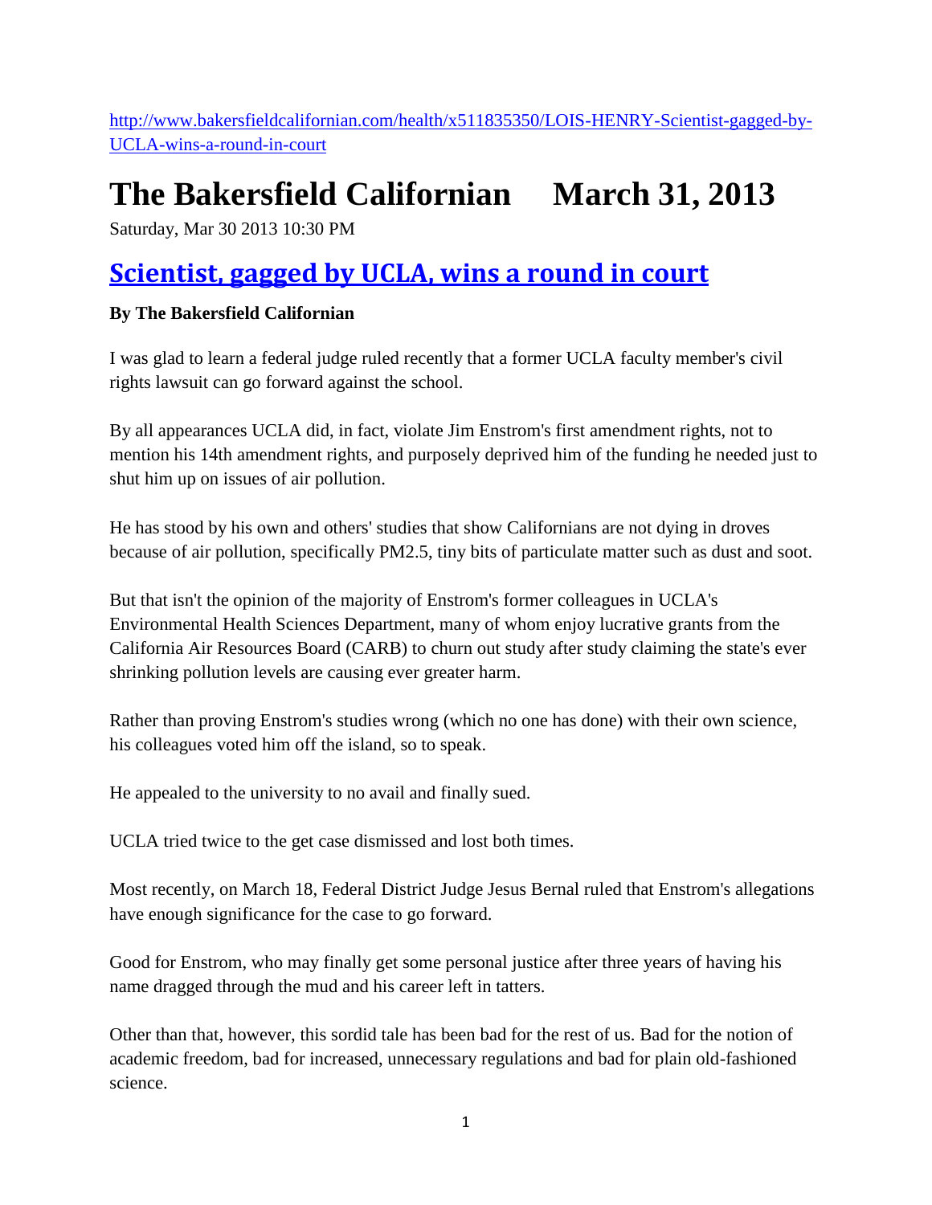http://www.bakersfieldcalifornian.com/health/x511835350/LOIS-HENRY-Scientist-gagged-by-UCLA-wins-a-round-in-court

# The Bakersfield Californian March 31, 2013

Saturday, Mar 30 2013 10:30 PM

## Scientist, gagged by UCLA, wins a round in court

**By The Bakersfield Californian**

I was glad to learn a federal judge ruled recently that a former UCLA faculty member's civil rights lawsuit can go forward against the school.

By all appearances UCLA did, in fact, violate Jim Enstrom's first amendment rights, not to mention his 14th amendment rights, and purposely deprived him of the funding he needed just to shut him up on issues of air pollution.

He has stood by his own and others' studies that show Californians are not dying in droves because of air pollution, specifically PM2.5, tiny bits of particulate matter such as dust and soot.

But that isn't the opinion of the majority of Enstrom's former colleagues in UCLA's Environmental Health Sciences Department, many of whom enjoy lucrative grants from the California Air Resources Board (CARB) to churn out study after study claiming the state's ever shrinking pollution levels are causing ever greater harm.

Rather than proving Enstrom's studies wrong (which no one has done) with their own science, his colleagues voted him off the island, so to speak.

He appealed to the university to no avail and finally sued.

UCLA tried twice to the get case dismissed and lost both times.

Most recently, on March 18, Federal District Judge Jesus Bernal ruled that Enstrom's allegations have enough significance for the case to go forward.

Good for Enstrom, who may finally get some personal justice after three years of having his name dragged through the mud and his career left in tatters.

Other than that, however, this sordid tale has been bad for the rest of us. Bad for the notion of academic freedom, bad for increased, unnecessary regulations and bad for plain old-fashioned science.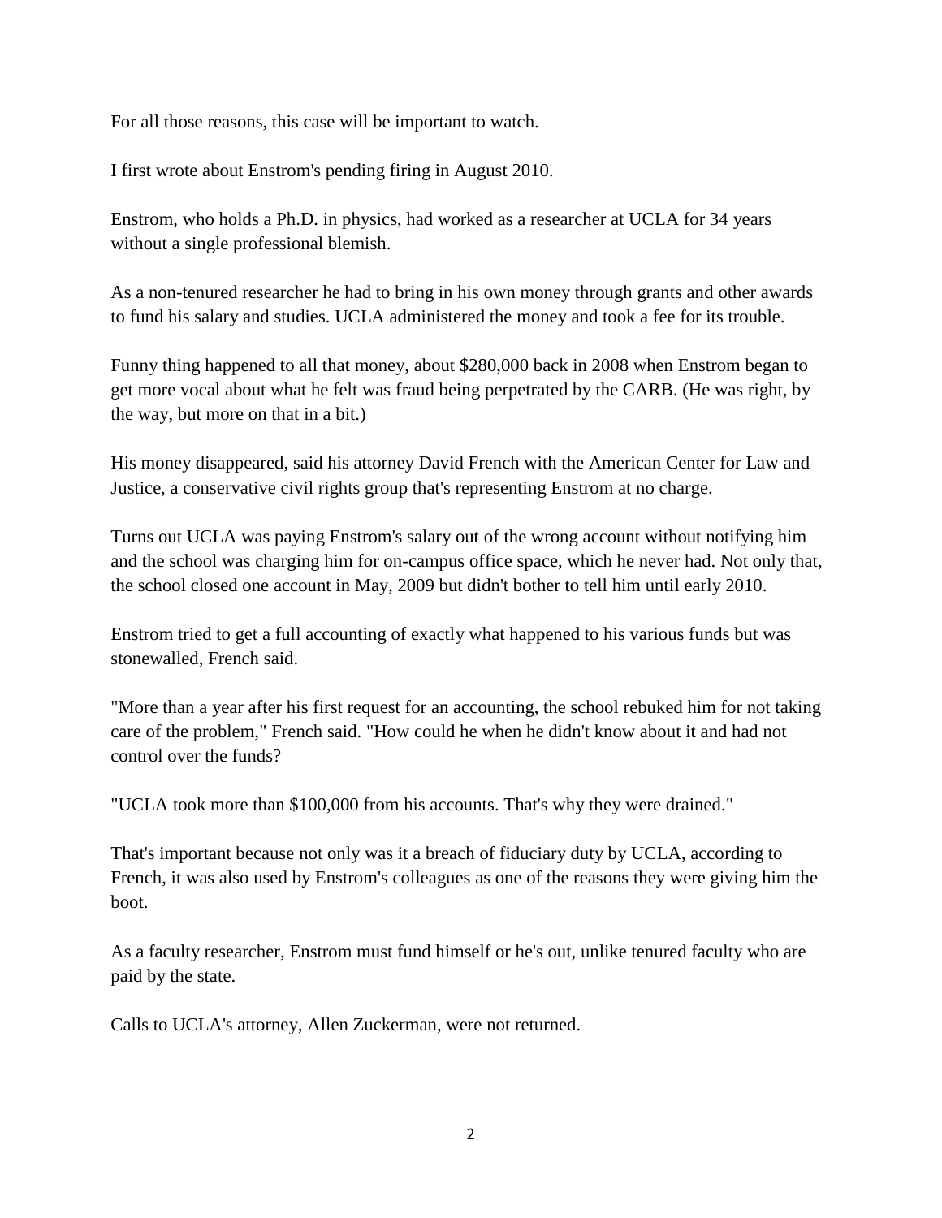For all those reasons, this case will be important to watch.

I first wrote about Enstrom's pending firing in August 2010.

Enstrom, who holds a Ph.D. in physics, had worked as a researcher at UCLA for 34 years without a single professional blemish.

As a non-tenured researcher he had to bring in his own money through grants and other awards to fund his salary and studies. UCLA administered the money and took a fee for its trouble.

Funny thing happened to all that money, about $280,000 back in 2008 when Enstrom began to get more vocal about what he felt was fraud being perpetrated by the CARB. (He was right, by the way, but more on that in a bit.)

His money disappeared, said his attorney David French with the American Center for Law and Justice, a conservative civil rights group that's representing Enstrom at no charge.

Turns out UCLA was paying Enstrom's salary out of the wrong account without notifying him and the school was charging him for on-campus office space, which he never had. Not only that, the school closed one account in May, 2009 but didn't bother to tell him until early 2010.

Enstrom tried to get a full accounting of exactly what happened to his various funds but was stonewalled, French said.

"More than a year after his first request for an accounting, the school rebuked him for not taking care of the problem," French said. "How could he when he didn't know about it and had not control over the funds?

"UCLA took more than $100,000 from his accounts. That's why they were drained."

That's important because not only was it a breach of fiduciary duty by UCLA, according to French, it was also used by Enstrom's colleagues as one of the reasons they were giving him the boot.

As a faculty researcher, Enstrom must fund himself or he's out, unlike tenured faculty who are paid by the state.

Calls to UCLA's attorney, Allen Zuckerman, were not returned.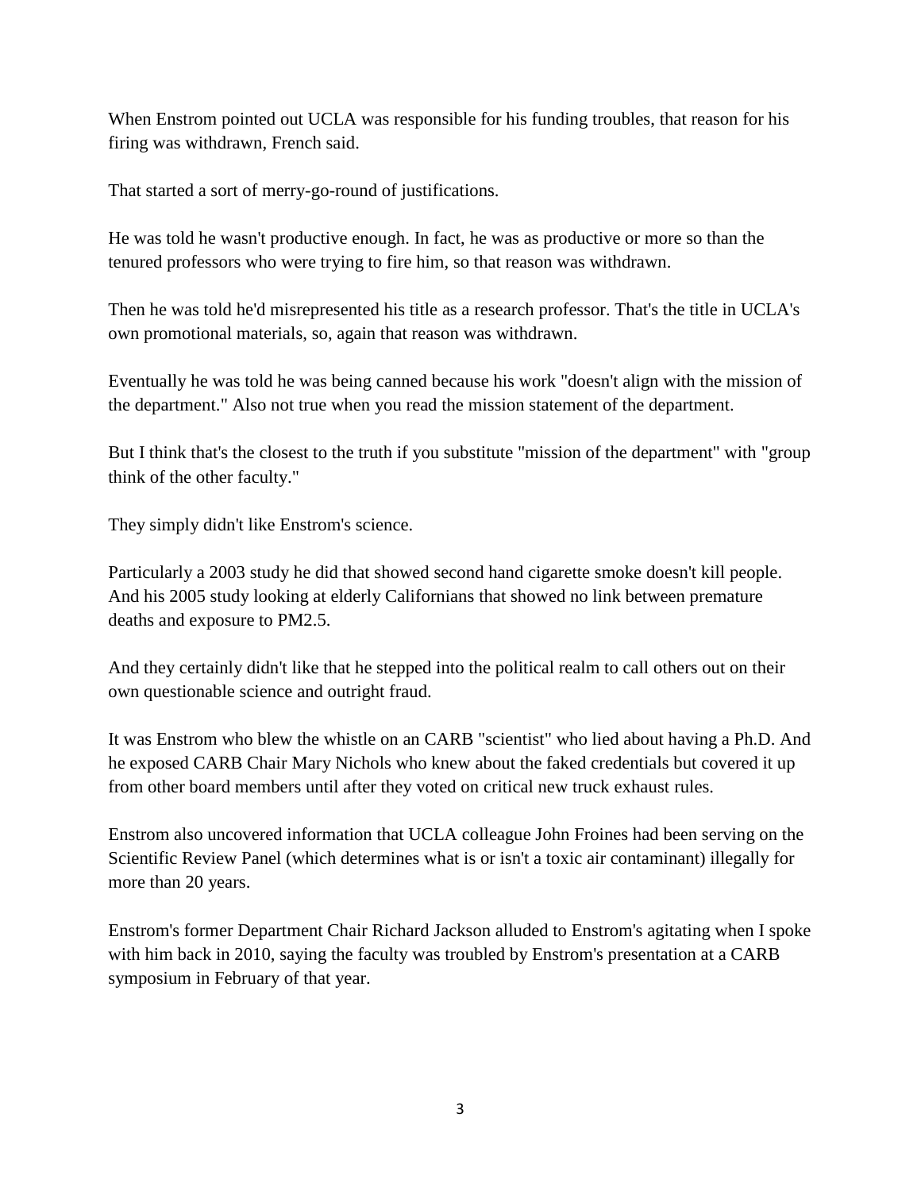When Enstrom pointed out UCLA was responsible for his funding troubles, that reason for his firing was withdrawn, French said.

That started a sort of merry-go-round of justifications.

He was told he wasn't productive enough. In fact, he was as productive or more so than the tenured professors who were trying to fire him, so that reason was withdrawn.

Then he was told he'd misrepresented his title as a research professor. That's the title in UCLA's own promotional materials, so, again that reason was withdrawn.

Eventually he was told he was being canned because his work "doesn't align with the mission of the department." Also not true when you read the mission statement of the department.

But I think that's the closest to the truth if you substitute "mission of the department" with "group think of the other faculty."

They simply didn't like Enstrom's science.

Particularly a 2003 study he did that showed second hand cigarette smoke doesn't kill people. And his 2005 study looking at elderly Californians that showed no link between premature deaths and exposure to PM2.5.

And they certainly didn't like that he stepped into the political realm to call others out on their own questionable science and outright fraud.

It was Enstrom who blew the whistle on an CARB "scientist" who lied about having a Ph.D. And he exposed CARB Chair Mary Nichols who knew about the faked credentials but covered it up from other board members until after they voted on critical new truck exhaust rules.

Enstrom also uncovered information that UCLA colleague John Froines had been serving on the Scientific Review Panel (which determines what is or isn't a toxic air contaminant) illegally for more than 20 years.

Enstrom's former Department Chair Richard Jackson alluded to Enstrom's agitating when I spoke with him back in 2010, saying the faculty was troubled by Enstrom's presentation at a CARB symposium in February of that year.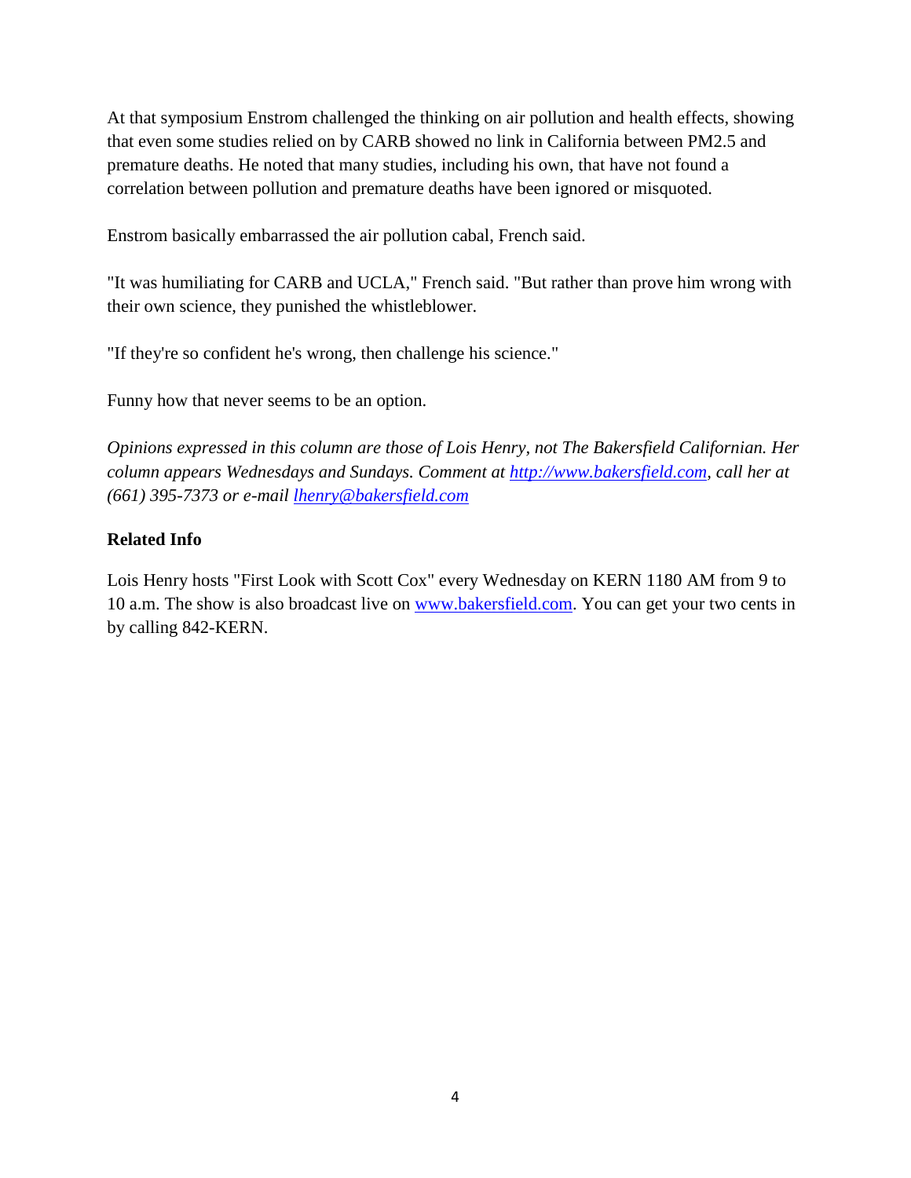At that symposium Enstrom challenged the thinking on air pollution and health effects, showing that even some studies relied on by CARB showed no link in California between PM2.5 and premature deaths. He noted that many studies, including his own, that have not found a correlation between pollution and premature deaths have been ignored or misquoted.

Enstrom basically embarrassed the air pollution cabal, French said.

"It was humiliating for CARB and UCLA," French said. "But rather than prove him wrong with their own science, they punished the whistleblower.

"If they're so confident he's wrong, then challenge his science."

Funny how that never seems to be an option.

*Opinions expressed in this column are those of Lois Henry, not The Bakersfield Californian. Her column appears Wednesdays and Sundays. Comment at [http://www.bakersfield.com](http://www.bakersfield.com), call her at (661) 395-7373 or e-mail [lhenry@bakersfield.com](mailto:lhenry@bakersfield.com)*

**Related Info**

Lois Henry hosts "First Look with Scott Cox" every Wednesday on KERN 1180 AM from 9 to 10 a.m. The show is also broadcast live on [www.bakersfield.com](http://www.bakersfield.com). You can get your two cents in by calling 842-KERN.